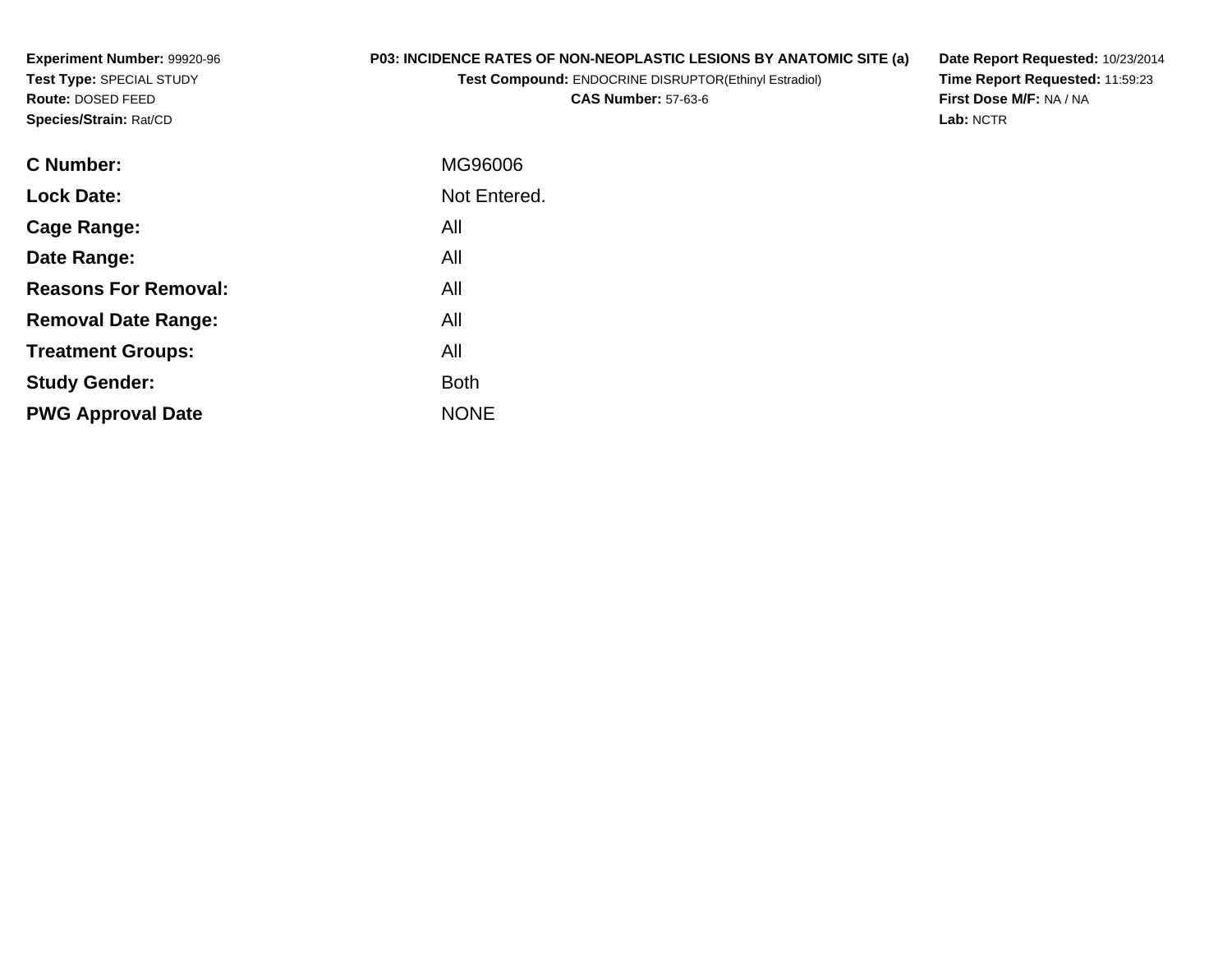**Experiment Number:** 99920-96
**Test Type:** SPECIAL STUDY
**Route:** DOSED FEED
**Species/Strain:** Rat/CD

**P03: INCIDENCE RATES OF NON-NEOPLASTIC LESIONS BY ANATOMIC SITE (a)**
**Test Compound:** ENDOCRINE DISRUPTOR(Ethinyl Estradiol)
**CAS Number:** 57-63-6

**Date Report Requested:** 10/23/2014
**Time Report Requested:** 11:59:23
**First Dose M/F:** NA / NA
**Lab:** NCTR

| | |
|---|---|
| **C Number:** | MG96006 |
| **Lock Date:** | Not Entered. |
| **Cage Range:** | All |
| **Date Range:** | All |
| **Reasons For Removal:** | All |
| **Removal Date Range:** | All |
| **Treatment Groups:** | All |
| **Study Gender:** | Both |
| **PWG Approval Date** | NONE |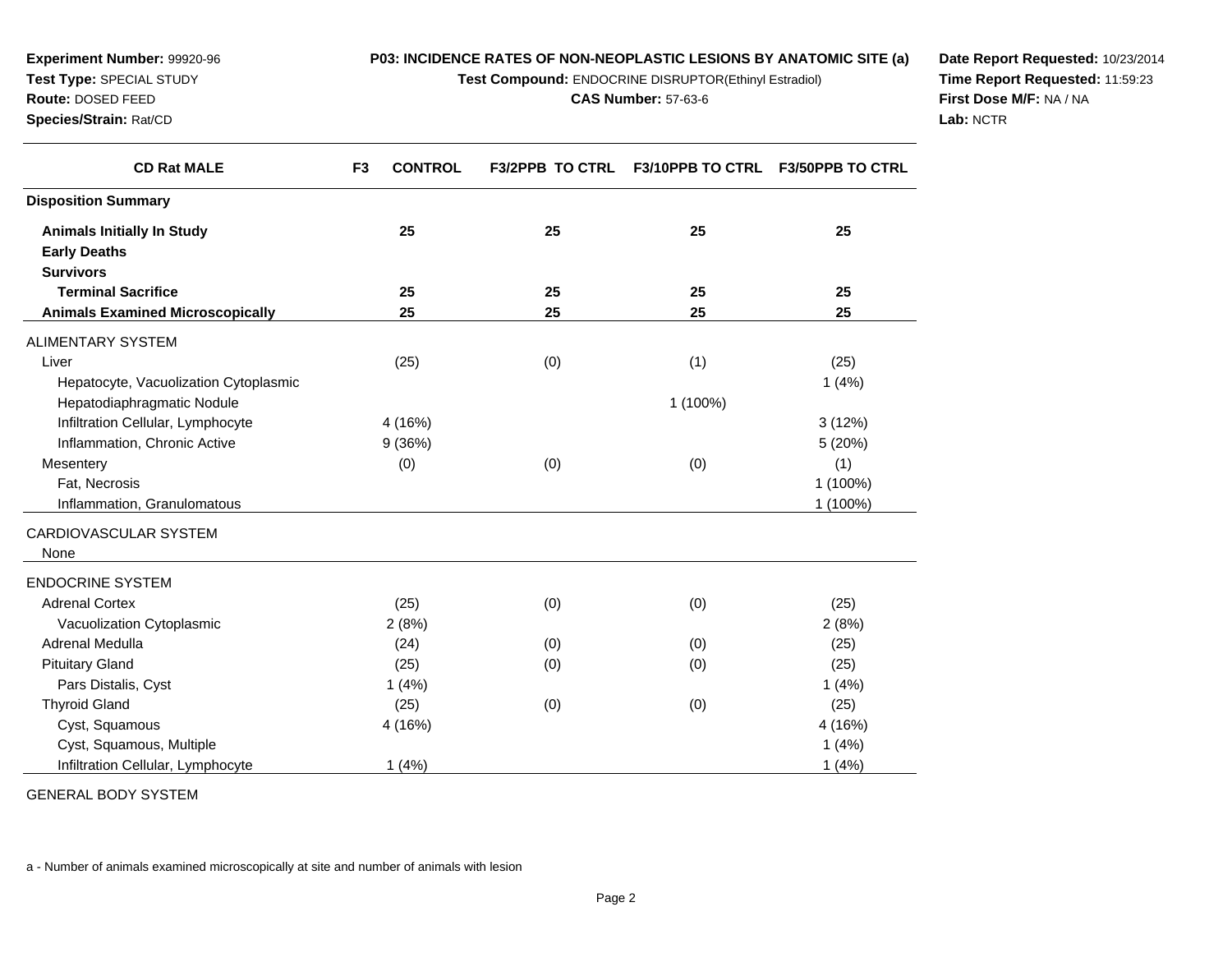**Experiment Number:** 99920-96
**Test Type:** SPECIAL STUDY
**Route:** DOSED FEED
**Species/Strain:** Rat/CD

**P03: INCIDENCE RATES OF NON-NEOPLASTIC LESIONS BY ANATOMIC SITE (a)**
**Test Compound:** ENDOCRINE DISRUPTOR(Ethinyl Estradiol)
**CAS Number:** 57-63-6

**Date Report Requested:** 10/23/2014
**Time Report Requested:** 11:59:23
**First Dose M/F:** NA / NA
**Lab:** NCTR

| CD Rat MALE | F3 CONTROL | F3/2PPB TO CTRL | F3/10PPB TO CTRL | F3/50PPB TO CTRL |
|---|---|---|---|---|
| **Disposition Summary** | | | | |
| **Animals Initially In Study** | 25 | 25 | 25 | 25 |
| **Early Deaths** | | | | |
| **Survivors** | | | | |
| **Terminal Sacrifice** | 25 | 25 | 25 | 25 |
| **Animals Examined Microscopically** | 25 | 25 | 25 | 25 |
| ALIMENTARY SYSTEM | | | | |
| Liver | (25) | (0) | (1) | (25) |
| Hepatocyte, Vacuolization Cytoplasmic | | | | 1 (4%) |
| Hepatodiaphragmatic Nodule | | | 1 (100%) | |
| Infiltration Cellular, Lymphocyte | 4 (16%) | | | 3 (12%) |
| Inflammation, Chronic Active | 9 (36%) | | | 5 (20%) |
| Mesentery | (0) | (0) | (0) | (1) |
| Fat, Necrosis | | | | 1 (100%) |
| Inflammation, Granulomatous | | | | 1 (100%) |
| CARDIOVASCULAR SYSTEM | | | | |
| None | | | | |
| ENDOCRINE SYSTEM | | | | |
| Adrenal Cortex | (25) | (0) | (0) | (25) |
| Vacuolization Cytoplasmic | 2 (8%) | | | 2 (8%) |
| Adrenal Medulla | (24) | (0) | (0) | (25) |
| Pituitary Gland | (25) | (0) | (0) | (25) |
| Pars Distalis, Cyst | 1 (4%) | | | 1 (4%) |
| Thyroid Gland | (25) | (0) | (0) | (25) |
| Cyst, Squamous | 4 (16%) | | | 4 (16%) |
| Cyst, Squamous, Multiple | | | | 1 (4%) |
| Infiltration Cellular, Lymphocyte | 1 (4%) | | | 1 (4%) |
| GENERAL BODY SYSTEM | | | | |

a - Number of animals examined microscopically at site and number of animals with lesion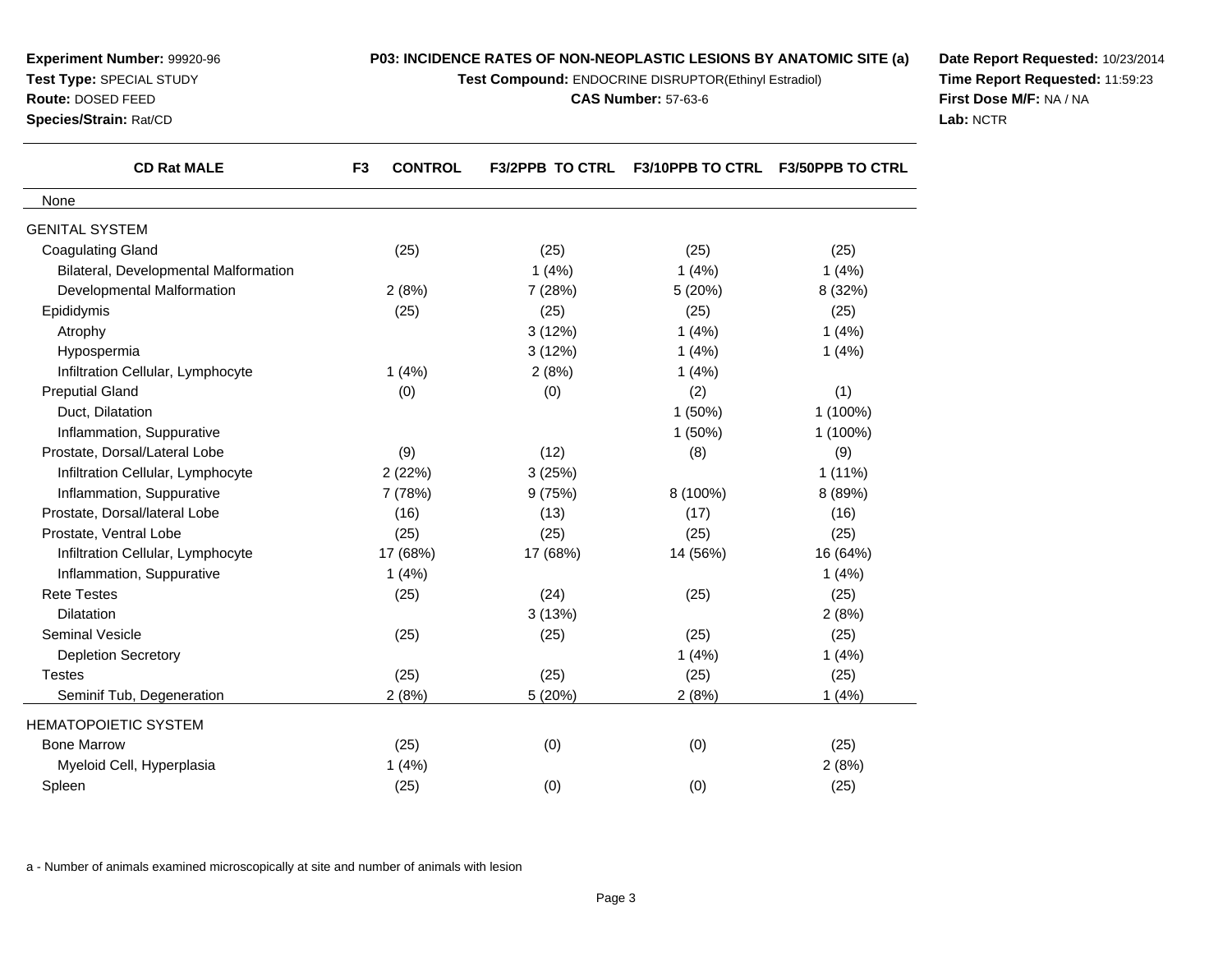**Experiment Number:** 99920-96
**Test Type:** SPECIAL STUDY
**Route:** DOSED FEED
**Species/Strain:** Rat/CD

**P03: INCIDENCE RATES OF NON-NEOPLASTIC LESIONS BY ANATOMIC SITE (a)**
**Test Compound:** ENDOCRINE DISRUPTOR(Ethinyl Estradiol)
**CAS Number:** 57-63-6

**Date Report Requested:** 10/23/2014
**Time Report Requested:** 11:59:23
**First Dose M/F:** NA / NA
**Lab:** NCTR

| CD Rat MALE | F3 CONTROL | F3/2PPB TO CTRL | F3/10PPB TO CTRL | F3/50PPB TO CTRL |
|---|---|---|---|---|
| None | | | | |
| GENITAL SYSTEM | | | | |
| Coagulating Gland | (25) | (25) | (25) | (25) |
| Bilateral, Developmental Malformation | | 1 (4%) | 1 (4%) | 1 (4%) |
| Developmental Malformation | 2 (8%) | 7 (28%) | 5 (20%) | 8 (32%) |
| Epididymis | (25) | (25) | (25) | (25) |
| Atrophy | | 3 (12%) | 1 (4%) | 1 (4%) |
| Hypospermia | | 3 (12%) | 1 (4%) | 1 (4%) |
| Infiltration Cellular, Lymphocyte | 1 (4%) | 2 (8%) | 1 (4%) | |
| Preputial Gland | (0) | (0) | (2) | (1) |
| Duct, Dilatation | | | 1 (50%) | 1 (100%) |
| Inflammation, Suppurative | | | 1 (50%) | 1 (100%) |
| Prostate, Dorsal/Lateral Lobe | (9) | (12) | (8) | (9) |
| Infiltration Cellular, Lymphocyte | 2 (22%) | 3 (25%) | | 1 (11%) |
| Inflammation, Suppurative | 7 (78%) | 9 (75%) | 8 (100%) | 8 (89%) |
| Prostate, Dorsal/lateral Lobe | (16) | (13) | (17) | (16) |
| Prostate, Ventral Lobe | (25) | (25) | (25) | (25) |
| Infiltration Cellular, Lymphocyte | 17 (68%) | 17 (68%) | 14 (56%) | 16 (64%) |
| Inflammation, Suppurative | 1 (4%) | | | 1 (4%) |
| Rete Testes | (25) | (24) | (25) | (25) |
| Dilatation | | 3 (13%) | | 2 (8%) |
| Seminal Vesicle | (25) | (25) | (25) | (25) |
| Depletion Secretory | | | 1 (4%) | 1 (4%) |
| Testes | (25) | (25) | (25) | (25) |
| Seminif Tub, Degeneration | 2 (8%) | 5 (20%) | 2 (8%) | 1 (4%) |
| HEMATOPOIETIC SYSTEM | | | | |
| Bone Marrow | (25) | (0) | (0) | (25) |
| Myeloid Cell, Hyperplasia | 1 (4%) | | | 2 (8%) |
| Spleen | (25) | (0) | (0) | (25) |

a - Number of animals examined microscopically at site and number of animals with lesion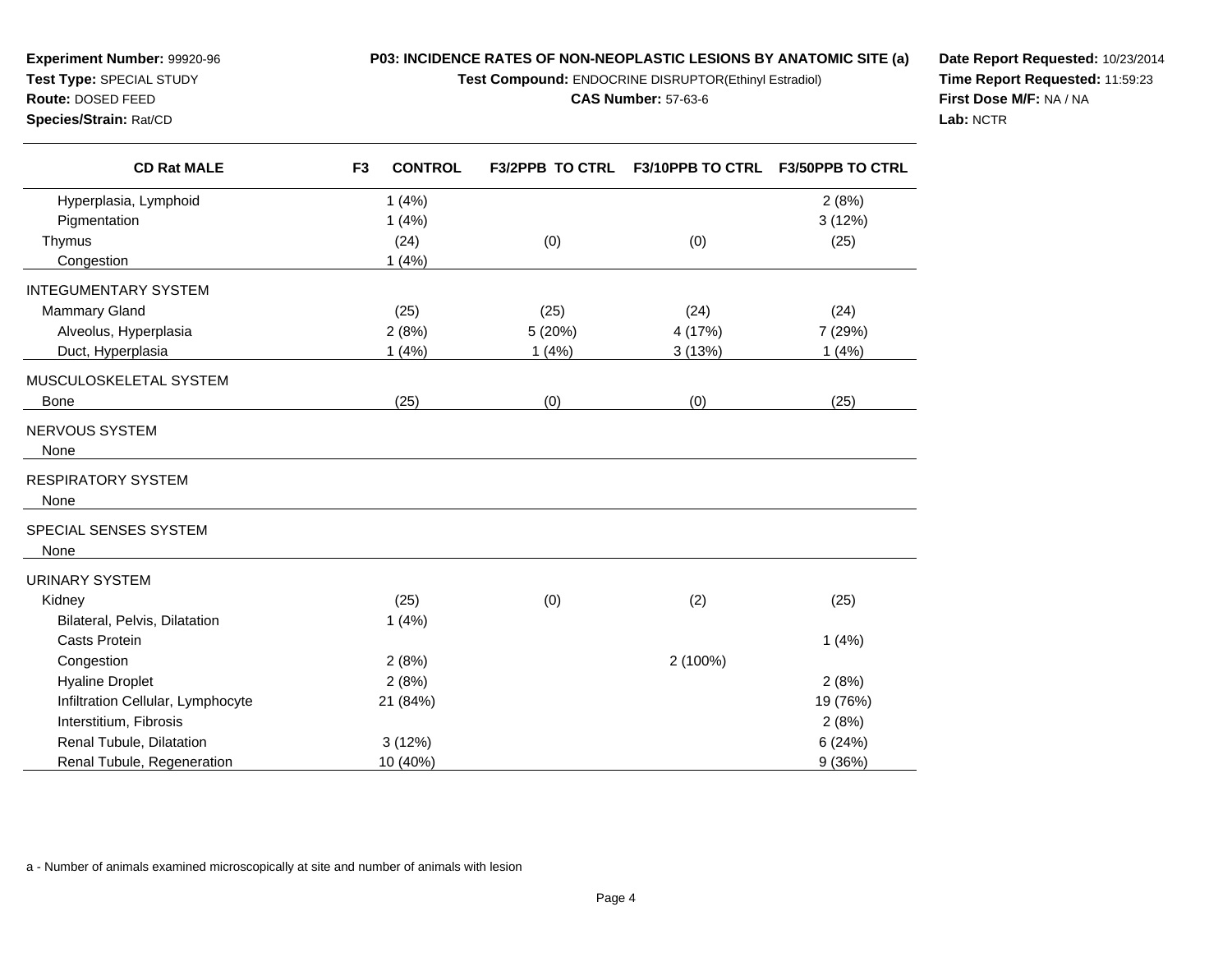**Experiment Number:** 99920-96
**Test Type:** SPECIAL STUDY
**Route:** DOSED FEED
**Species/Strain:** Rat/CD

**P03: INCIDENCE RATES OF NON-NEOPLASTIC LESIONS BY ANATOMIC SITE (a)**
**Test Compound:** ENDOCRINE DISRUPTOR(Ethinyl Estradiol)
**CAS Number:** 57-63-6

**Date Report Requested:** 10/23/2014
**Time Report Requested:** 11:59:23
**First Dose M/F:** NA / NA
**Lab:** NCTR

| CD Rat MALE | F3 CONTROL | F3/2PPB TO CTRL | F3/10PPB TO CTRL | F3/50PPB TO CTRL |
|---|---|---|---|---|
| Hyperplasia, Lymphoid | 1 (4%) | | | 2 (8%) |
| Pigmentation | 1 (4%) | | | 3 (12%) |
| Thymus | (24) | (0) | (0) | (25) |
| Congestion | 1 (4%) | | | |
| INTEGUMENTARY SYSTEM | | | | |
| Mammary Gland | (25) | (25) | (24) | (24) |
| Alveolus, Hyperplasia | 2 (8%) | 5 (20%) | 4 (17%) | 7 (29%) |
| Duct, Hyperplasia | 1 (4%) | 1 (4%) | 3 (13%) | 1 (4%) |
| MUSCULOSKELETAL SYSTEM | | | | |
| Bone | (25) | (0) | (0) | (25) |
| NERVOUS SYSTEM | | | | |
| None | | | | |
| RESPIRATORY SYSTEM | | | | |
| None | | | | |
| SPECIAL SENSES SYSTEM | | | | |
| None | | | | |
| URINARY SYSTEM | | | | |
| Kidney | (25) | (0) | (2) | (25) |
| Bilateral, Pelvis, Dilatation | 1 (4%) | | | |
| Casts Protein | | | | 1 (4%) |
| Congestion | 2 (8%) | | 2 (100%) | |
| Hyaline Droplet | 2 (8%) | | | 2 (8%) |
| Infiltration Cellular, Lymphocyte | 21 (84%) | | | 19 (76%) |
| Interstitium, Fibrosis | | | | 2 (8%) |
| Renal Tubule, Dilatation | 3 (12%) | | | 6 (24%) |
| Renal Tubule, Regeneration | 10 (40%) | | | 9 (36%) |

a - Number of animals examined microscopically at site and number of animals with lesion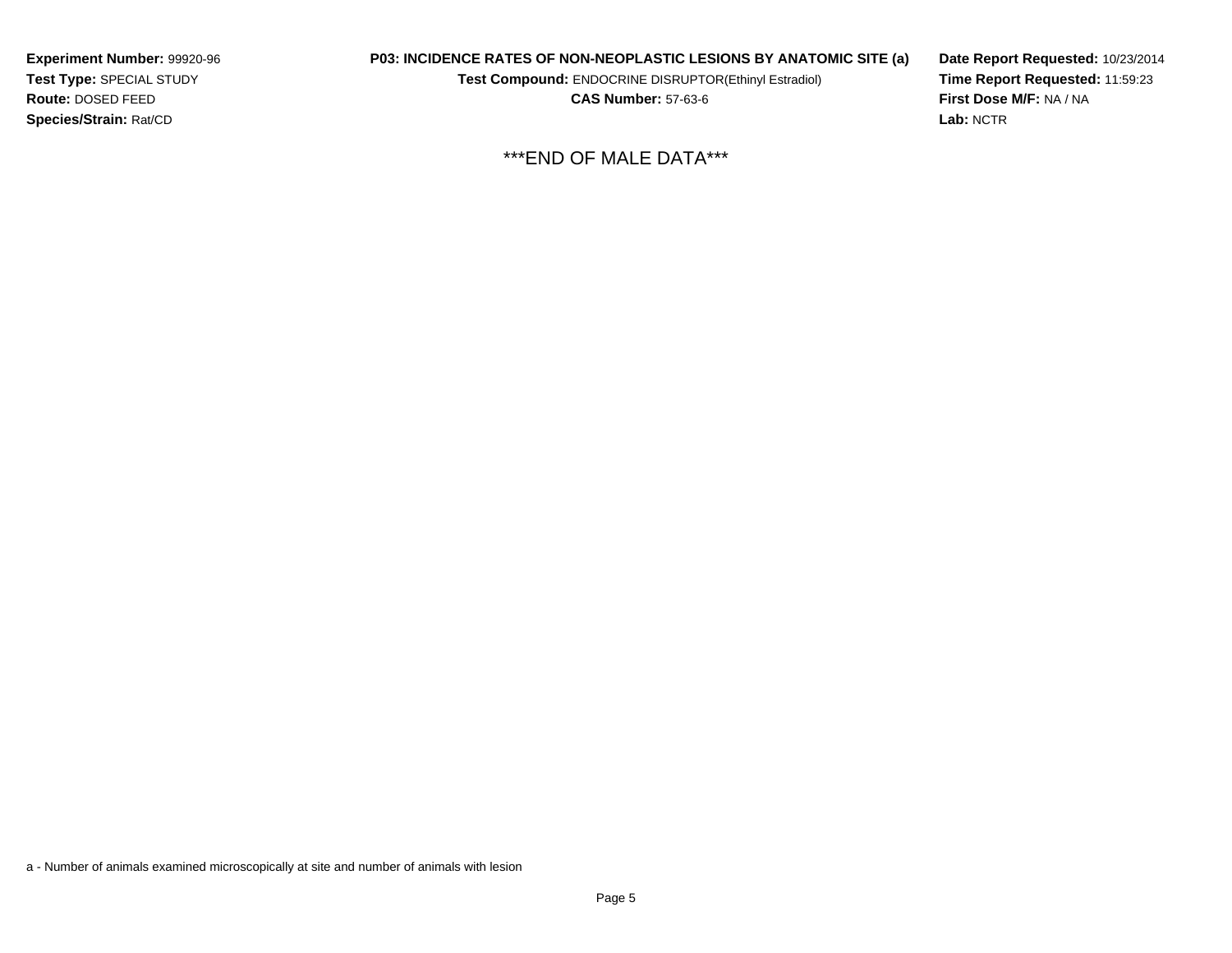**Experiment Number:** 99920-96
**Test Type:** SPECIAL STUDY
**Route:** DOSED FEED
**Species/Strain:** Rat/CD

**P03: INCIDENCE RATES OF NON-NEOPLASTIC LESIONS BY ANATOMIC SITE (a)**
**Test Compound:** ENDOCRINE DISRUPTOR(Ethinyl Estradiol)
**CAS Number:** 57-63-6

**Date Report Requested:** 10/23/2014
**Time Report Requested:** 11:59:23
**First Dose M/F:** NA / NA
**Lab:** NCTR

***END OF MALE DATA***

a - Number of animals examined microscopically at site and number of animals with lesion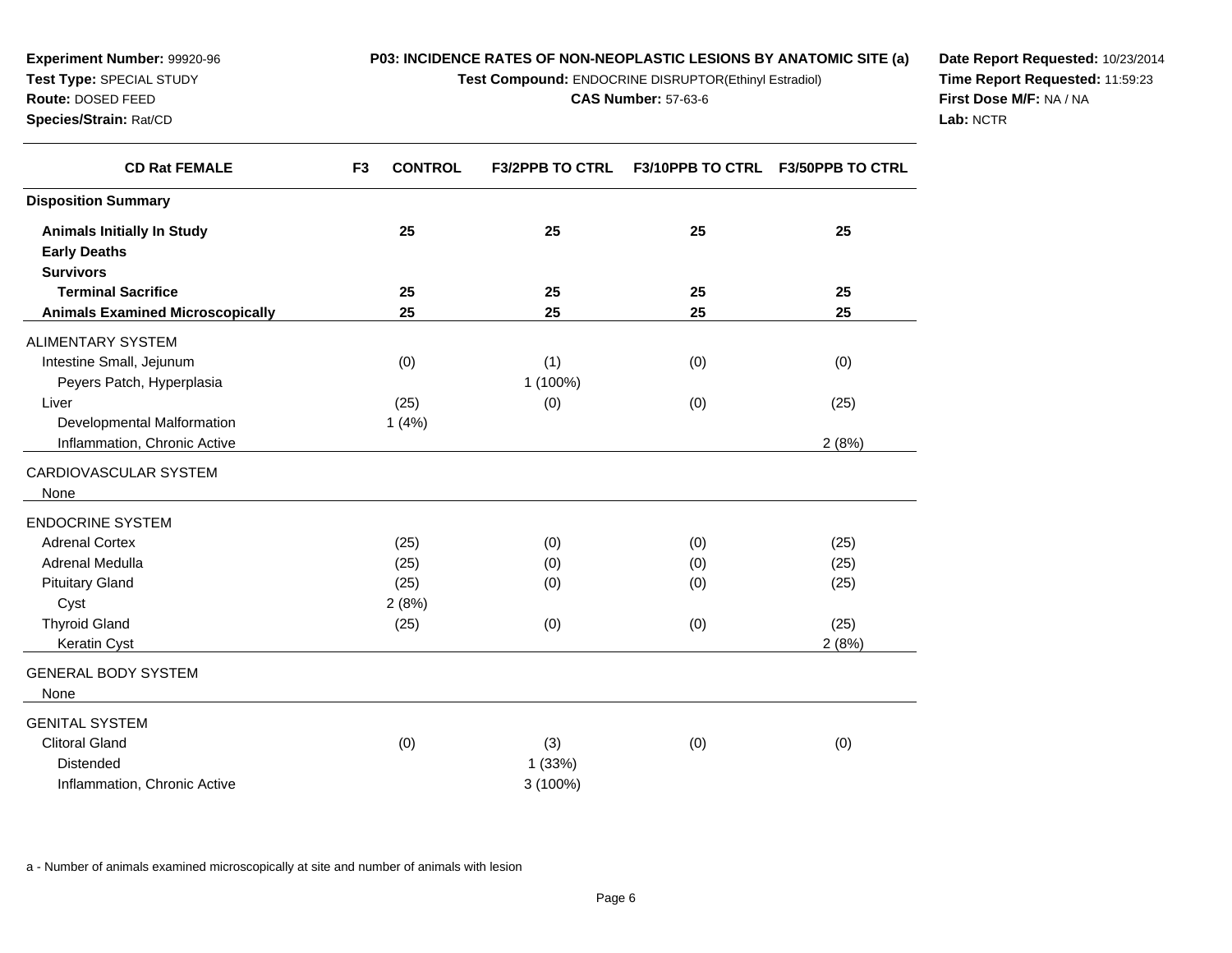**Experiment Number:** 99920-96
**Test Type:** SPECIAL STUDY
**Route:** DOSED FEED
**Species/Strain:** Rat/CD

**P03: INCIDENCE RATES OF NON-NEOPLASTIC LESIONS BY ANATOMIC SITE (a)**
**Test Compound:** ENDOCRINE DISRUPTOR(Ethinyl Estradiol)
**CAS Number:** 57-63-6

**Date Report Requested:** 10/23/2014
**Time Report Requested:** 11:59:23
**First Dose M/F:** NA / NA
**Lab:** NCTR

| CD Rat FEMALE | F3 CONTROL | F3/2PPB TO CTRL | F3/10PPB TO CTRL | F3/50PPB TO CTRL |
|---|---|---|---|---|
| **Disposition Summary** | | | | |
| **Animals Initially In Study** | 25 | 25 | 25 | 25 |
| **Early Deaths** | | | | |
| **Survivors** | | | | |
| **Terminal Sacrifice** | 25 | 25 | 25 | 25 |
| **Animals Examined Microscopically** | 25 | 25 | 25 | 25 |
| ALIMENTARY SYSTEM | | | | |
| Intestine Small, Jejunum | (0) | (1) | (0) | (0) |
| Peyers Patch, Hyperplasia | | 1 (100%) | | |
| Liver | (25) | (0) | (0) | (25) |
| Developmental Malformation | 1 (4%) | | | |
| Inflammation, Chronic Active | | | | 2 (8%) |
| CARDIOVASCULAR SYSTEM | | | | |
| None | | | | |
| ENDOCRINE SYSTEM | | | | |
| Adrenal Cortex | (25) | (0) | (0) | (25) |
| Adrenal Medulla | (25) | (0) | (0) | (25) |
| Pituitary Gland | (25) | (0) | (0) | (25) |
| Cyst | 2 (8%) | | | |
| Thyroid Gland | (25) | (0) | (0) | (25) |
| Keratin Cyst | | | | 2 (8%) |
| GENERAL BODY SYSTEM | | | | |
| None | | | | |
| GENITAL SYSTEM | | | | |
| Clitoral Gland | (0) | (3) | (0) | (0) |
| Distended | | 1 (33%) | | |
| Inflammation, Chronic Active | | 3 (100%) | | |

a - Number of animals examined microscopically at site and number of animals with lesion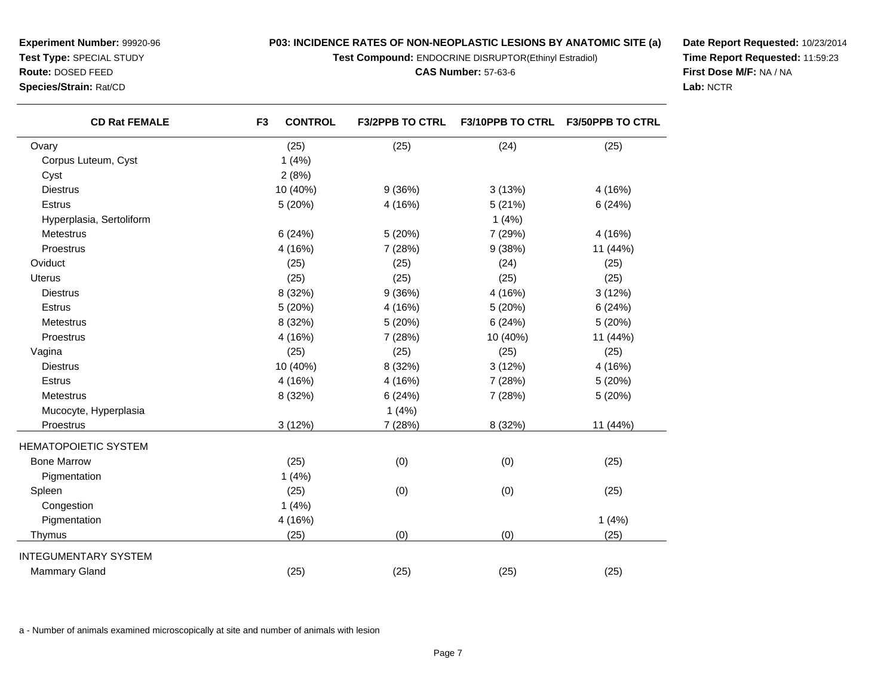**Experiment Number:** 99920-96
**Test Type:** SPECIAL STUDY
**Route:** DOSED FEED
**Species/Strain:** Rat/CD

**P03: INCIDENCE RATES OF NON-NEOPLASTIC LESIONS BY ANATOMIC SITE (a)**
**Test Compound:** ENDOCRINE DISRUPTOR(Ethinyl Estradiol)
**CAS Number:** 57-63-6

**Date Report Requested:** 10/23/2014
**Time Report Requested:** 11:59:23
**First Dose M/F:** NA / NA
**Lab:** NCTR

| CD Rat FEMALE | F3 CONTROL | F3/2PPB TO CTRL | F3/10PPB TO CTRL | F3/50PPB TO CTRL |
|---|---|---|---|---|
| Ovary | (25) | (25) | (24) | (25) |
| Corpus Luteum, Cyst | 1 (4%) | | | |
| Cyst | 2 (8%) | | | |
| Diestrus | 10 (40%) | 9 (36%) | 3 (13%) | 4 (16%) |
| Estrus | 5 (20%) | 4 (16%) | 5 (21%) | 6 (24%) |
| Hyperplasia, Sertoliform | | | 1 (4%) | |
| Metestrus | 6 (24%) | 5 (20%) | 7 (29%) | 4 (16%) |
| Proestrus | 4 (16%) | 7 (28%) | 9 (38%) | 11 (44%) |
| Oviduct | (25) | (25) | (24) | (25) |
| Uterus | (25) | (25) | (25) | (25) |
| Diestrus | 8 (32%) | 9 (36%) | 4 (16%) | 3 (12%) |
| Estrus | 5 (20%) | 4 (16%) | 5 (20%) | 6 (24%) |
| Metestrus | 8 (32%) | 5 (20%) | 6 (24%) | 5 (20%) |
| Proestrus | 4 (16%) | 7 (28%) | 10 (40%) | 11 (44%) |
| Vagina | (25) | (25) | (25) | (25) |
| Diestrus | 10 (40%) | 8 (32%) | 3 (12%) | 4 (16%) |
| Estrus | 4 (16%) | 4 (16%) | 7 (28%) | 5 (20%) |
| Metestrus | 8 (32%) | 6 (24%) | 7 (28%) | 5 (20%) |
| Mucocyte, Hyperplasia | | 1 (4%) | | |
| Proestrus | 3 (12%) | 7 (28%) | 8 (32%) | 11 (44%) |
| HEMATOPOIETIC SYSTEM | | | | |
| Bone Marrow | (25) | (0) | (0) | (25) |
| Pigmentation | 1 (4%) | | | |
| Spleen | (25) | (0) | (0) | (25) |
| Congestion | 1 (4%) | | | |
| Pigmentation | 4 (16%) | | | 1 (4%) |
| Thymus | (25) | (0) | (0) | (25) |
| INTEGUMENTARY SYSTEM | | | | |
| Mammary Gland | (25) | (25) | (25) | (25) |

a - Number of animals examined microscopically at site and number of animals with lesion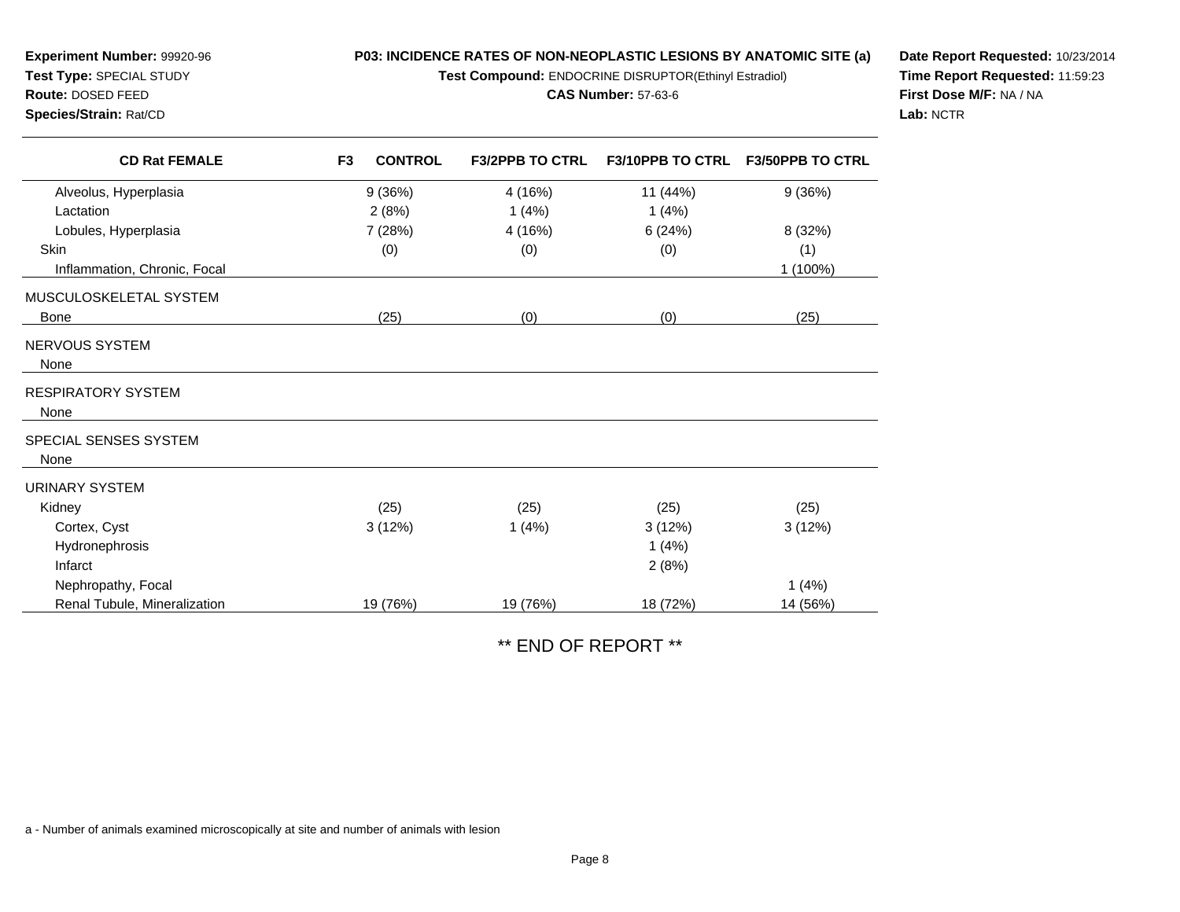**Experiment Number:** 99920-96
**Test Type:** SPECIAL STUDY
**Route:** DOSED FEED
**Species/Strain:** Rat/CD

**P03: INCIDENCE RATES OF NON-NEOPLASTIC LESIONS BY ANATOMIC SITE (a)**
**Test Compound:** ENDOCRINE DISRUPTOR(Ethinyl Estradiol)
**CAS Number:** 57-63-6

**Date Report Requested:** 10/23/2014
**Time Report Requested:** 11:59:23
**First Dose M/F:** NA / NA
**Lab:** NCTR

| CD Rat FEMALE | F3 CONTROL | F3/2PPB TO CTRL | F3/10PPB TO CTRL | F3/50PPB TO CTRL |
|---|---|---|---|---|
| Alveolus, Hyperplasia | 9 (36%) | 4 (16%) | 11 (44%) | 9 (36%) |
| Lactation | 2 (8%) | 1 (4%) | 1 (4%) | |
| Lobules, Hyperplasia | 7 (28%) | 4 (16%) | 6 (24%) | 8 (32%) |
| Skin | (0) | (0) | (0) | (1) |
| Inflammation, Chronic, Focal | | | | 1 (100%) |
| MUSCULOSKELETAL SYSTEM | | | | |
| Bone | (25) | (0) | (0) | (25) |
| NERVOUS SYSTEM | | | | |
| None | | | | |
| RESPIRATORY SYSTEM | | | | |
| None | | | | |
| SPECIAL SENSES SYSTEM | | | | |
| None | | | | |
| URINARY SYSTEM | | | | |
| Kidney | (25) | (25) | (25) | (25) |
| Cortex, Cyst | 3 (12%) | 1 (4%) | 3 (12%) | 3 (12%) |
| Hydronephrosis | | | 1 (4%) | |
| Infarct | | | 2 (8%) | |
| Nephropathy, Focal | | | | 1 (4%) |
| Renal Tubule, Mineralization | 19 (76%) | 19 (76%) | 18 (72%) | 14 (56%) |

** END OF REPORT **

a - Number of animals examined microscopically at site and number of animals with lesion